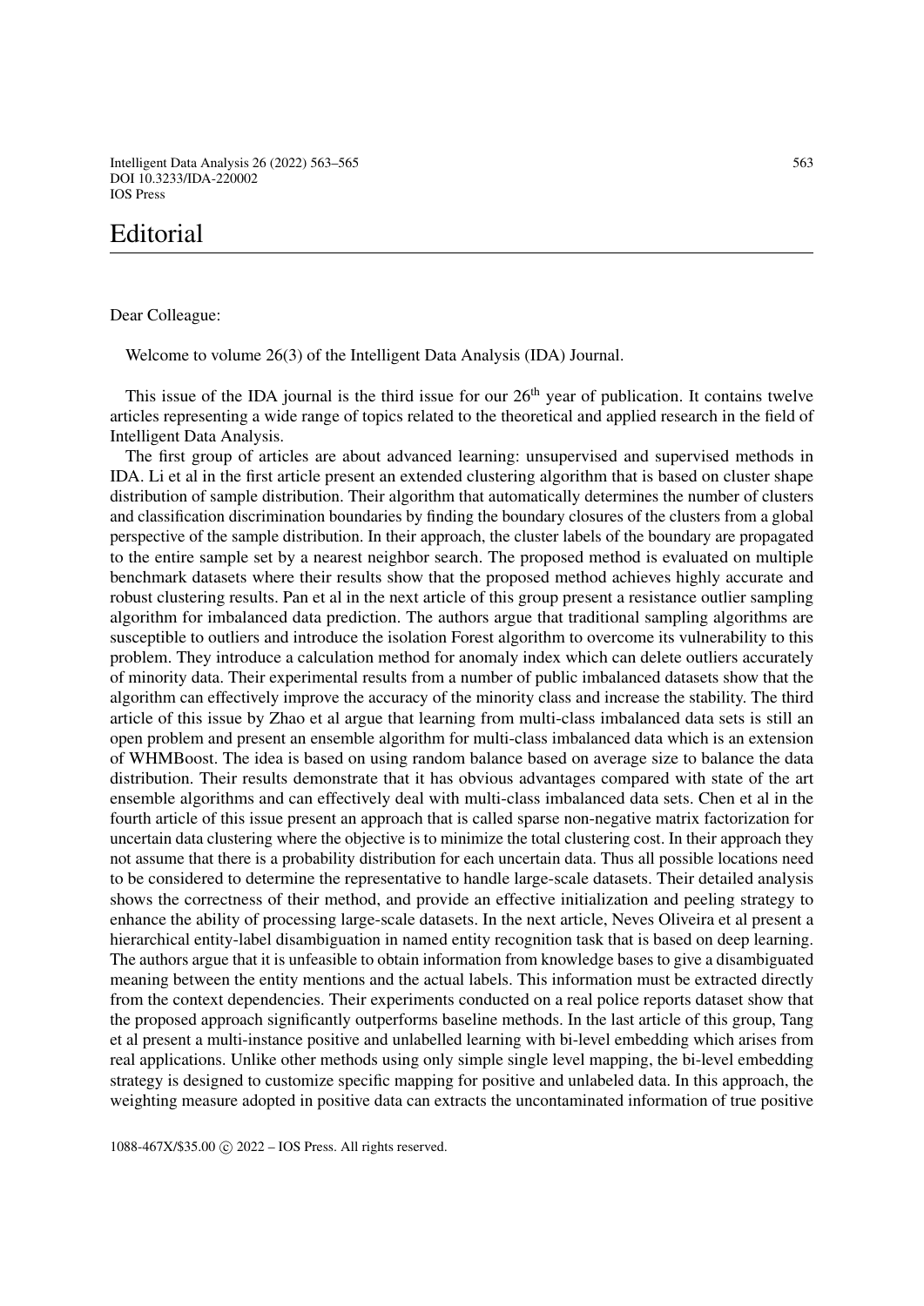# Editorial

Dear Colleague:

Welcome to volume 26(3) of the Intelligent Data Analysis (IDA) Journal.

This issue of the IDA journal is the third issue for our 26$^{th}$ year of publication. It contains twelve articles representing a wide range of topics related to the theoretical and applied research in the field of Intelligent Data Analysis.

The first group of articles are about advanced learning: unsupervised and supervised methods in IDA. Li et al in the first article present an extended clustering algorithm that is based on cluster shape distribution of sample distribution. Their algorithm that automatically determines the number of clusters and classification discrimination boundaries by finding the boundary closures of the clusters from a global perspective of the sample distribution. In their approach, the cluster labels of the boundary are propagated to the entire sample set by a nearest neighbor search. The proposed method is evaluated on multiple benchmark datasets where their results show that the proposed method achieves highly accurate and robust clustering results. Pan et al in the next article of this group present a resistance outlier sampling algorithm for imbalanced data prediction. The authors argue that traditional sampling algorithms are susceptible to outliers and introduce the isolation Forest algorithm to overcome its vulnerability to this problem. They introduce a calculation method for anomaly index which can delete outliers accurately of minority data. Their experimental results from a number of public imbalanced datasets show that the algorithm can effectively improve the accuracy of the minority class and increase the stability. The third article of this issue by Zhao et al argue that learning from multi-class imbalanced data sets is still an open problem and present an ensemble algorithm for multi-class imbalanced data which is an extension of WHMBoost. The idea is based on using random balance based on average size to balance the data distribution. Their results demonstrate that it has obvious advantages compared with state of the art ensemble algorithms and can effectively deal with multi-class imbalanced data sets. Chen et al in the fourth article of this issue present an approach that is called sparse non-negative matrix factorization for uncertain data clustering where the objective is to minimize the total clustering cost. In their approach they not assume that there is a probability distribution for each uncertain data. Thus all possible locations need to be considered to determine the representative to handle large-scale datasets. Their detailed analysis shows the correctness of their method, and provide an effective initialization and peeling strategy to enhance the ability of processing large-scale datasets. In the next article, Neves Oliveira et al present a hierarchical entity-label disambiguation in named entity recognition task that is based on deep learning. The authors argue that it is unfeasible to obtain information from knowledge bases to give a disambiguated meaning between the entity mentions and the actual labels. This information must be extracted directly from the context dependencies. Their experiments conducted on a real police reports dataset show that the proposed approach significantly outperforms baseline methods. In the last article of this group, Tang et al present a multi-instance positive and unlabelled learning with bi-level embedding which arises from real applications. Unlike other methods using only simple single level mapping, the bi-level embedding strategy is designed to customize specific mapping for positive and unlabeled data. In this approach, the weighting measure adopted in positive data can extracts the uncontaminated information of true positive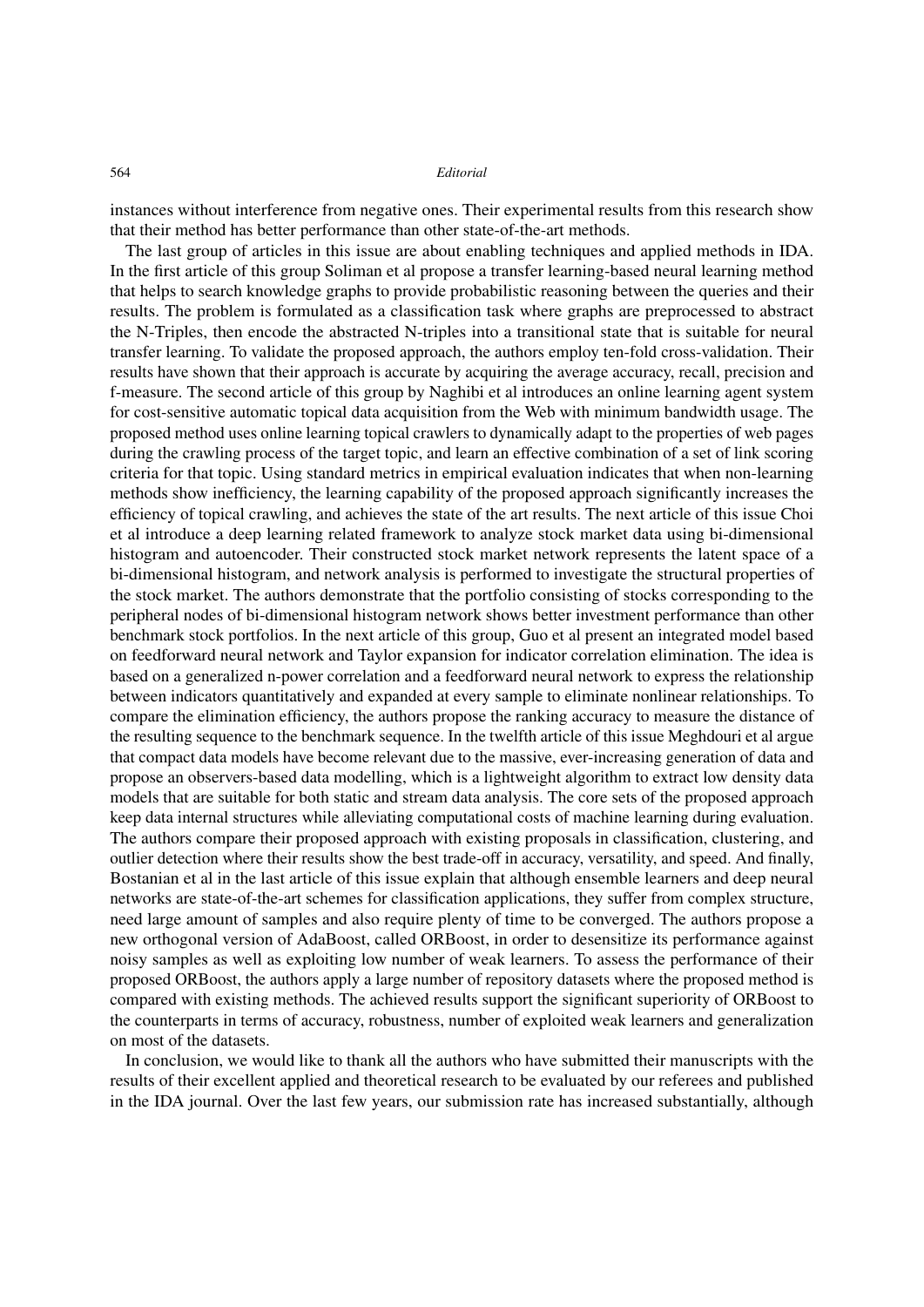instances without interference from negative ones. Their experimental results from this research show that their method has better performance than other state-of-the-art methods.

The last group of articles in this issue are about enabling techniques and applied methods in IDA. In the first article of this group Soliman et al propose a transfer learning-based neural learning method that helps to search knowledge graphs to provide probabilistic reasoning between the queries and their results. The problem is formulated as a classification task where graphs are preprocessed to abstract the N-Triples, then encode the abstracted N-triples into a transitional state that is suitable for neural transfer learning. To validate the proposed approach, the authors employ ten-fold cross-validation. Their results have shown that their approach is accurate by acquiring the average accuracy, recall, precision and f-measure. The second article of this group by Naghibi et al introduces an online learning agent system for cost-sensitive automatic topical data acquisition from the Web with minimum bandwidth usage. The proposed method uses online learning topical crawlers to dynamically adapt to the properties of web pages during the crawling process of the target topic, and learn an effective combination of a set of link scoring criteria for that topic. Using standard metrics in empirical evaluation indicates that when non-learning methods show inefficiency, the learning capability of the proposed approach significantly increases the efficiency of topical crawling, and achieves the state of the art results. The next article of this issue Choi et al introduce a deep learning related framework to analyze stock market data using bi-dimensional histogram and autoencoder. Their constructed stock market network represents the latent space of a bi-dimensional histogram, and network analysis is performed to investigate the structural properties of the stock market. The authors demonstrate that the portfolio consisting of stocks corresponding to the peripheral nodes of bi-dimensional histogram network shows better investment performance than other benchmark stock portfolios. In the next article of this group, Guo et al present an integrated model based on feedforward neural network and Taylor expansion for indicator correlation elimination. The idea is based on a generalized n-power correlation and a feedforward neural network to express the relationship between indicators quantitatively and expanded at every sample to eliminate nonlinear relationships. To compare the elimination efficiency, the authors propose the ranking accuracy to measure the distance of the resulting sequence to the benchmark sequence. In the twelfth article of this issue Meghdouri et al argue that compact data models have become relevant due to the massive, ever-increasing generation of data and propose an observers-based data modelling, which is a lightweight algorithm to extract low density data models that are suitable for both static and stream data analysis. The core sets of the proposed approach keep data internal structures while alleviating computational costs of machine learning during evaluation. The authors compare their proposed approach with existing proposals in classification, clustering, and outlier detection where their results show the best trade-off in accuracy, versatility, and speed. And finally, Bostanian et al in the last article of this issue explain that although ensemble learners and deep neural networks are state-of-the-art schemes for classification applications, they suffer from complex structure, need large amount of samples and also require plenty of time to be converged. The authors propose a new orthogonal version of AdaBoost, called ORBoost, in order to desensitize its performance against noisy samples as well as exploiting low number of weak learners. To assess the performance of their proposed ORBoost, the authors apply a large number of repository datasets where the proposed method is compared with existing methods. The achieved results support the significant superiority of ORBoost to the counterparts in terms of accuracy, robustness, number of exploited weak learners and generalization on most of the datasets.

In conclusion, we would like to thank all the authors who have submitted their manuscripts with the results of their excellent applied and theoretical research to be evaluated by our referees and published in the IDA journal. Over the last few years, our submission rate has increased substantially, although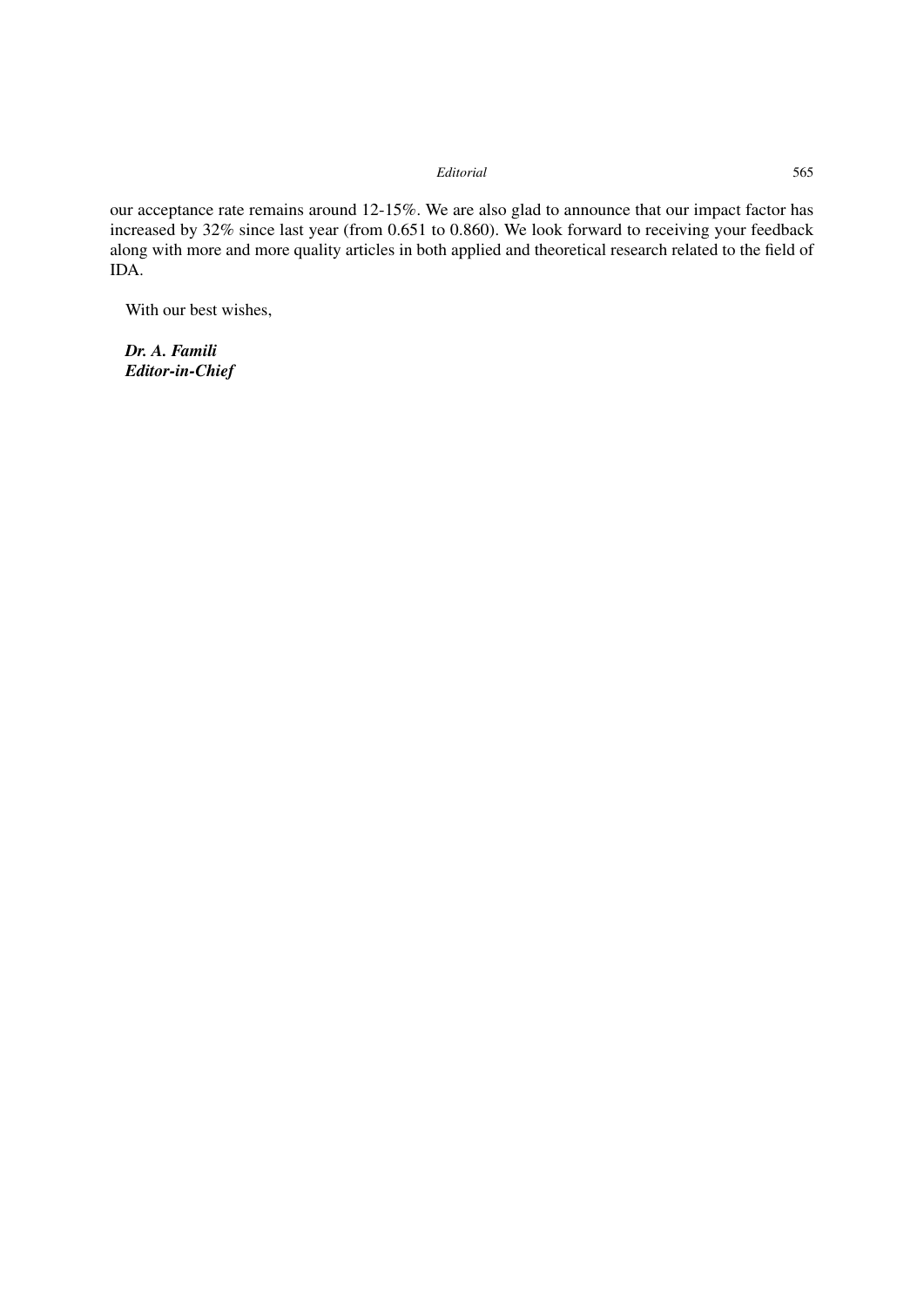our acceptance rate remains around 12-15%. We are also glad to announce that our impact factor has increased by 32% since last year (from 0.651 to 0.860). We look forward to receiving your feedback along with more and more quality articles in both applied and theoretical research related to the field of IDA.

With our best wishes,

***Dr. A. Famili***
***Editor-in-Chief***